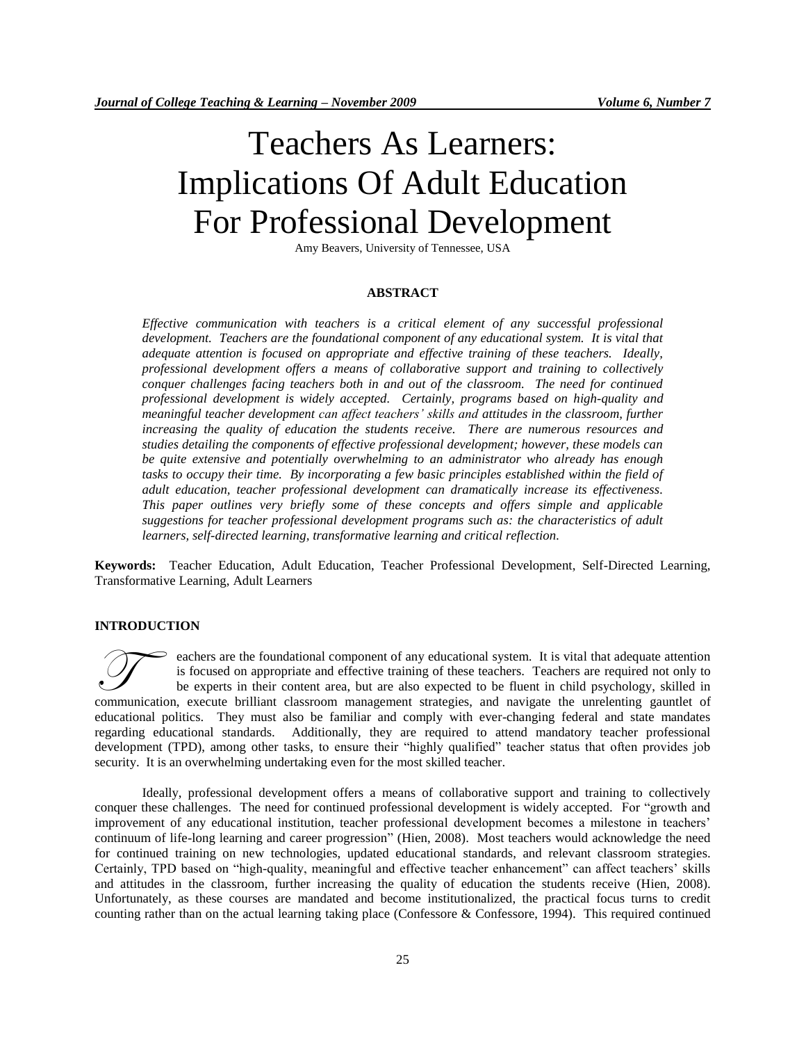# Teachers As Learners: Implications Of Adult Education For Professional Development

Amy Beavers, University of Tennessee, USA

## ABSTRACT

*Effective communication with teachers is a critical element of any successful professional development. Teachers are the foundational component of any educational system. It is vital that adequate attention is focused on appropriate and effective training of these teachers. Ideally, professional development offers a means of collaborative support and training to collectively conquer challenges facing teachers both in and out of the classroom. The need for continued professional development is widely accepted. Certainly, programs based on high-quality and meaningful teacher development can affect teachers' skills and attitudes in the classroom, further increasing the quality of education the students receive. There are numerous resources and studies detailing the components of effective professional development; however, these models can be quite extensive and potentially overwhelming to an administrator who already has enough tasks to occupy their time. By incorporating a few basic principles established within the field of adult education, teacher professional development can dramatically increase its effectiveness. This paper outlines very briefly some of these concepts and offers simple and applicable suggestions for teacher professional development programs such as: the characteristics of adult learners, self-directed learning, transformative learning and critical reflection.*

**Keywords:** Teacher Education, Adult Education, Teacher Professional Development, Self-Directed Learning, Transformative Learning, Adult Learners

## INTRODUCTION

Teachers are the foundational component of any educational system. It is vital that adequate attention is focused on appropriate and effective training of these teachers. Teachers are required not only to be experts in their content area, but are also expected to be fluent in child psychology, skilled in communication, execute brilliant classroom management strategies, and navigate the unrelenting gauntlet of educational politics. They must also be familiar and comply with ever-changing federal and state mandates regarding educational standards. Additionally, they are required to attend mandatory teacher professional development (TPD), among other tasks, to ensure their "highly qualified" teacher status that often provides job security. It is an overwhelming undertaking even for the most skilled teacher.

Ideally, professional development offers a means of collaborative support and training to collectively conquer these challenges. The need for continued professional development is widely accepted. For "growth and improvement of any educational institution, teacher professional development becomes a milestone in teachers' continuum of life-long learning and career progression" (Hien, 2008). Most teachers would acknowledge the need for continued training on new technologies, updated educational standards, and relevant classroom strategies. Certainly, TPD based on "high-quality, meaningful and effective teacher enhancement" can affect teachers' skills and attitudes in the classroom, further increasing the quality of education the students receive (Hien, 2008). Unfortunately, as these courses are mandated and become institutionalized, the practical focus turns to credit counting rather than on the actual learning taking place (Confessore & Confessore, 1994). This required continued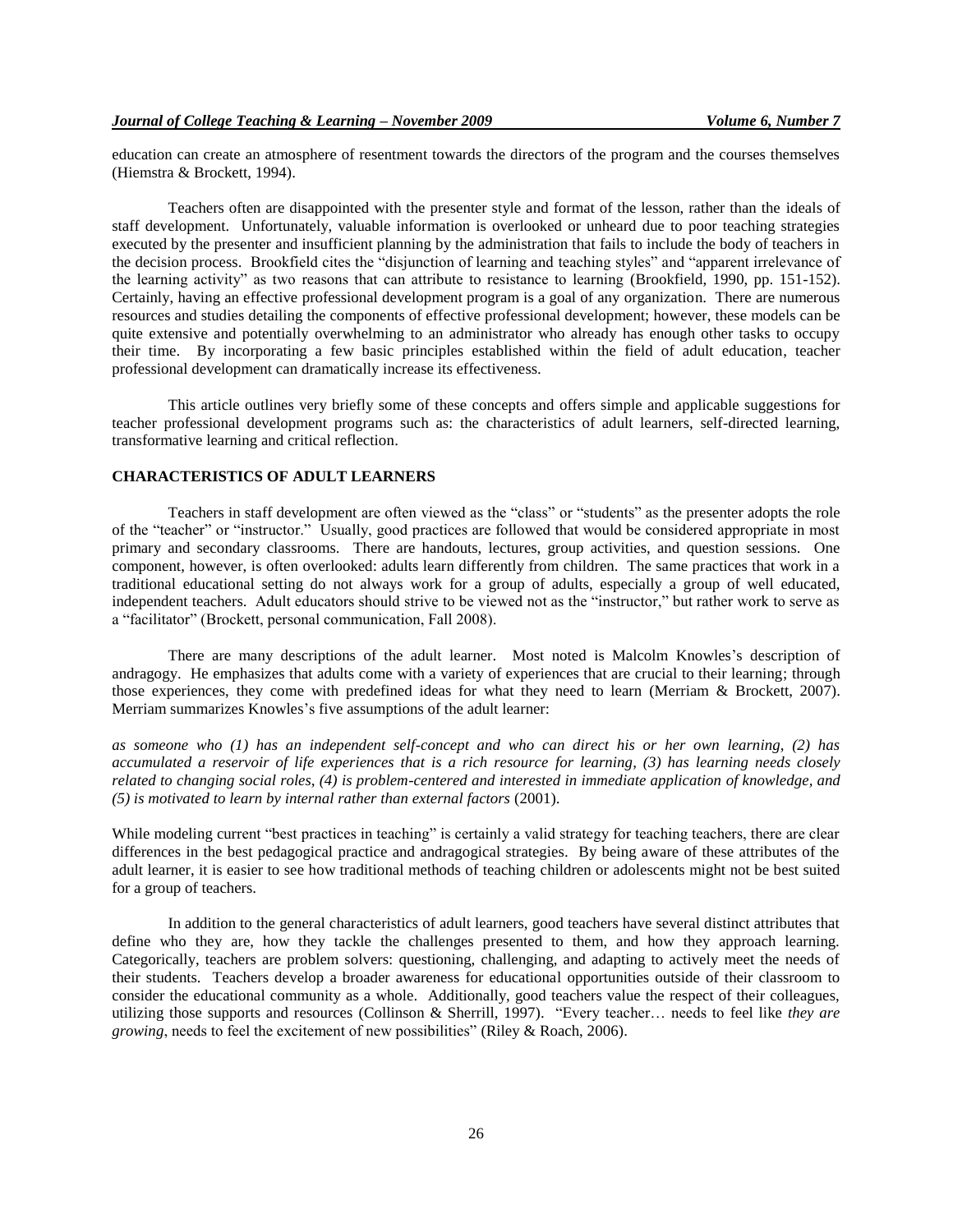education can create an atmosphere of resentment towards the directors of the program and the courses themselves (Hiemstra & Brockett, 1994).

Teachers often are disappointed with the presenter style and format of the lesson, rather than the ideals of staff development. Unfortunately, valuable information is overlooked or unheard due to poor teaching strategies executed by the presenter and insufficient planning by the administration that fails to include the body of teachers in the decision process. Brookfield cites the "disjunction of learning and teaching styles" and "apparent irrelevance of the learning activity" as two reasons that can attribute to resistance to learning (Brookfield, 1990, pp. 151-152). Certainly, having an effective professional development program is a goal of any organization. There are numerous resources and studies detailing the components of effective professional development; however, these models can be quite extensive and potentially overwhelming to an administrator who already has enough other tasks to occupy their time. By incorporating a few basic principles established within the field of adult education, teacher professional development can dramatically increase its effectiveness.

This article outlines very briefly some of these concepts and offers simple and applicable suggestions for teacher professional development programs such as: the characteristics of adult learners, self-directed learning, transformative learning and critical reflection.

## CHARACTERISTICS OF ADULT LEARNERS

Teachers in staff development are often viewed as the "class" or "students" as the presenter adopts the role of the "teacher" or "instructor." Usually, good practices are followed that would be considered appropriate in most primary and secondary classrooms. There are handouts, lectures, group activities, and question sessions. One component, however, is often overlooked: adults learn differently from children. The same practices that work in a traditional educational setting do not always work for a group of adults, especially a group of well educated, independent teachers. Adult educators should strive to be viewed not as the "instructor," but rather work to serve as a "facilitator" (Brockett, personal communication, Fall 2008).

There are many descriptions of the adult learner. Most noted is Malcolm Knowles's description of andragogy. He emphasizes that adults come with a variety of experiences that are crucial to their learning; through those experiences, they come with predefined ideas for what they need to learn (Merriam & Brockett, 2007). Merriam summarizes Knowles's five assumptions of the adult learner:

*as someone who (1) has an independent self-concept and who can direct his or her own learning, (2) has accumulated a reservoir of life experiences that is a rich resource for learning, (3) has learning needs closely related to changing social roles, (4) is problem-centered and interested in immediate application of knowledge, and (5) is motivated to learn by internal rather than external factors* (2001).

While modeling current "best practices in teaching" is certainly a valid strategy for teaching teachers, there are clear differences in the best pedagogical practice and andragogical strategies. By being aware of these attributes of the adult learner, it is easier to see how traditional methods of teaching children or adolescents might not be best suited for a group of teachers.

In addition to the general characteristics of adult learners, good teachers have several distinct attributes that define who they are, how they tackle the challenges presented to them, and how they approach learning. Categorically, teachers are problem solvers: questioning, challenging, and adapting to actively meet the needs of their students. Teachers develop a broader awareness for educational opportunities outside of their classroom to consider the educational community as a whole. Additionally, good teachers value the respect of their colleagues, utilizing those supports and resources (Collinson & Sherrill, 1997). "Every teacher… needs to feel like *they are growing*, needs to feel the excitement of new possibilities" (Riley & Roach, 2006).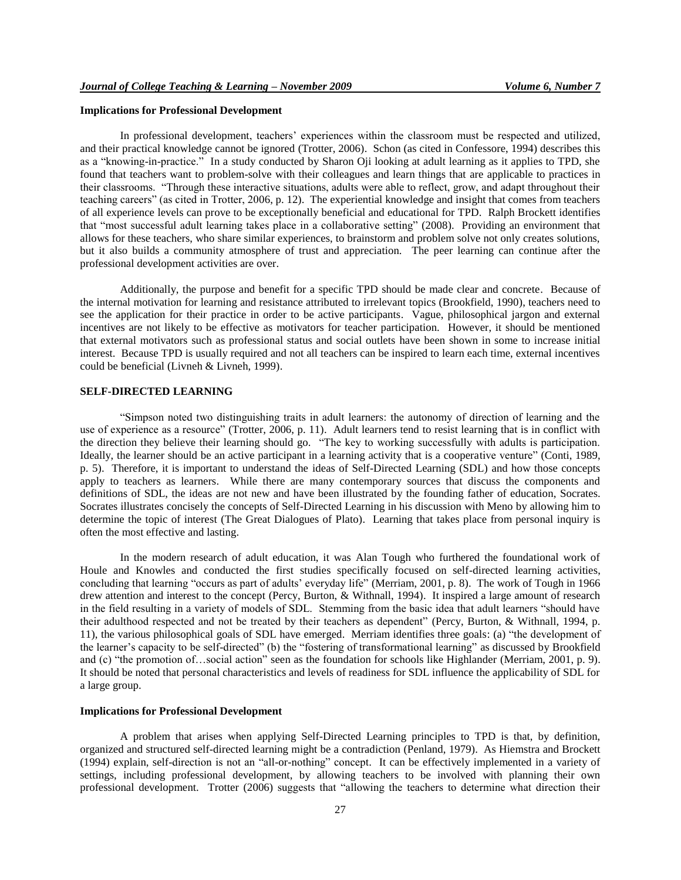### Implications for Professional Development

In professional development, teachers' experiences within the classroom must be respected and utilized, and their practical knowledge cannot be ignored (Trotter, 2006). Schon (as cited in Confessore, 1994) describes this as a "knowing-in-practice." In a study conducted by Sharon Oji looking at adult learning as it applies to TPD, she found that teachers want to problem-solve with their colleagues and learn things that are applicable to practices in their classrooms. "Through these interactive situations, adults were able to reflect, grow, and adapt throughout their teaching careers" (as cited in Trotter, 2006, p. 12). The experiential knowledge and insight that comes from teachers of all experience levels can prove to be exceptionally beneficial and educational for TPD. Ralph Brockett identifies that "most successful adult learning takes place in a collaborative setting" (2008). Providing an environment that allows for these teachers, who share similar experiences, to brainstorm and problem solve not only creates solutions, but it also builds a community atmosphere of trust and appreciation. The peer learning can continue after the professional development activities are over.

Additionally, the purpose and benefit for a specific TPD should be made clear and concrete. Because of the internal motivation for learning and resistance attributed to irrelevant topics (Brookfield, 1990), teachers need to see the application for their practice in order to be active participants. Vague, philosophical jargon and external incentives are not likely to be effective as motivators for teacher participation. However, it should be mentioned that external motivators such as professional status and social outlets have been shown in some to increase initial interest. Because TPD is usually required and not all teachers can be inspired to learn each time, external incentives could be beneficial (Livneh & Livneh, 1999).

## SELF-DIRECTED LEARNING

"Simpson noted two distinguishing traits in adult learners: the autonomy of direction of learning and the use of experience as a resource" (Trotter, 2006, p. 11). Adult learners tend to resist learning that is in conflict with the direction they believe their learning should go. "The key to working successfully with adults is participation. Ideally, the learner should be an active participant in a learning activity that is a cooperative venture" (Conti, 1989, p. 5). Therefore, it is important to understand the ideas of Self-Directed Learning (SDL) and how those concepts apply to teachers as learners. While there are many contemporary sources that discuss the components and definitions of SDL, the ideas are not new and have been illustrated by the founding father of education, Socrates. Socrates illustrates concisely the concepts of Self-Directed Learning in his discussion with Meno by allowing him to determine the topic of interest (The Great Dialogues of Plato). Learning that takes place from personal inquiry is often the most effective and lasting.

In the modern research of adult education, it was Alan Tough who furthered the foundational work of Houle and Knowles and conducted the first studies specifically focused on self-directed learning activities, concluding that learning "occurs as part of adults' everyday life" (Merriam, 2001, p. 8). The work of Tough in 1966 drew attention and interest to the concept (Percy, Burton, & Withnall, 1994). It inspired a large amount of research in the field resulting in a variety of models of SDL. Stemming from the basic idea that adult learners "should have their adulthood respected and not be treated by their teachers as dependent" (Percy, Burton, & Withnall, 1994, p. 11), the various philosophical goals of SDL have emerged. Merriam identifies three goals: (a) "the development of the learner's capacity to be self-directed" (b) the "fostering of transformational learning" as discussed by Brookfield and (c) "the promotion of…social action" seen as the foundation for schools like Highlander (Merriam, 2001, p. 9). It should be noted that personal characteristics and levels of readiness for SDL influence the applicability of SDL for a large group.

### Implications for Professional Development

A problem that arises when applying Self-Directed Learning principles to TPD is that, by definition, organized and structured self-directed learning might be a contradiction (Penland, 1979). As Hiemstra and Brockett (1994) explain, self-direction is not an "all-or-nothing" concept. It can be effectively implemented in a variety of settings, including professional development, by allowing teachers to be involved with planning their own professional development. Trotter (2006) suggests that "allowing the teachers to determine what direction their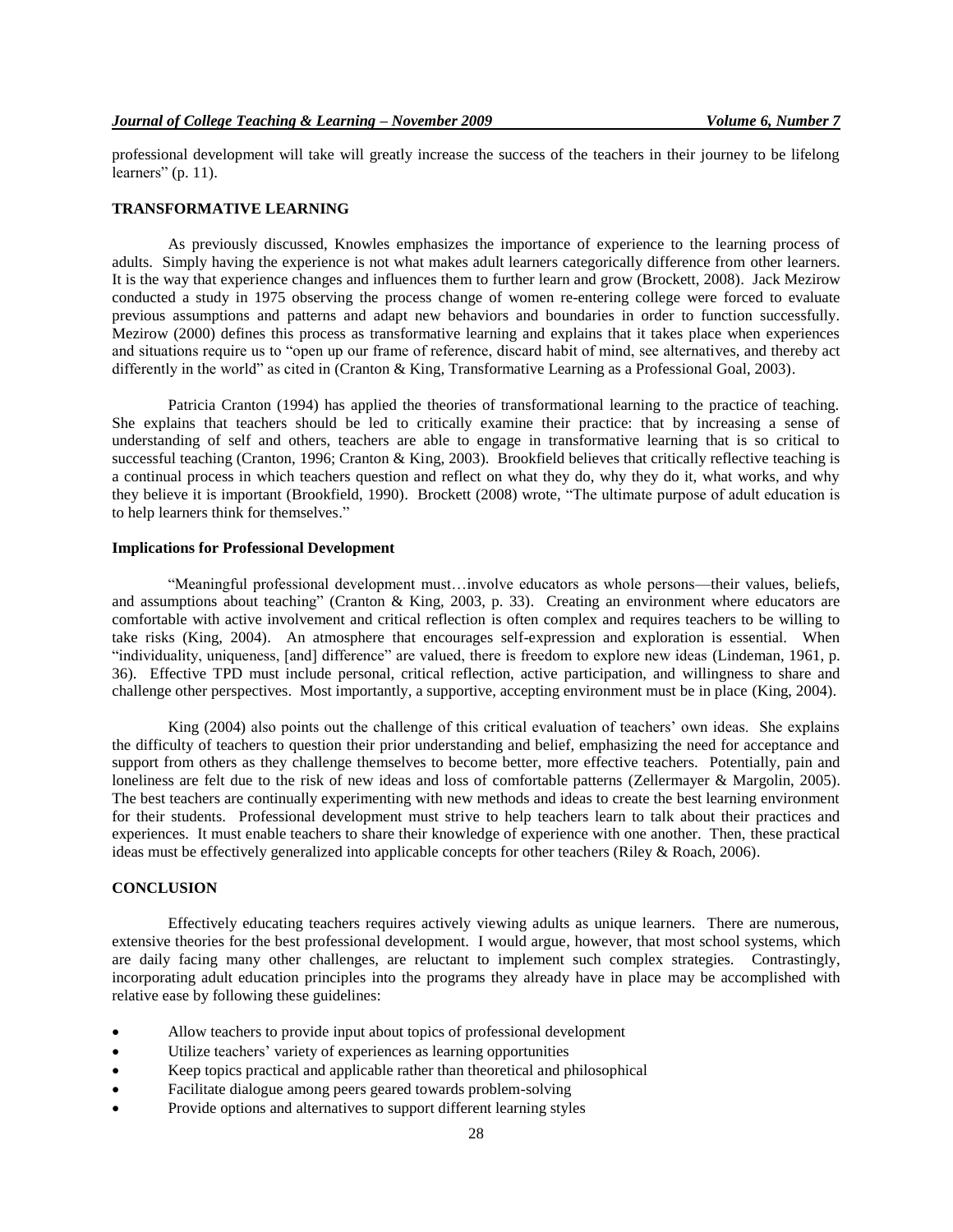professional development will take will greatly increase the success of the teachers in their journey to be lifelong learners" (p. 11).

## TRANSFORMATIVE LEARNING

As previously discussed, Knowles emphasizes the importance of experience to the learning process of adults. Simply having the experience is not what makes adult learners categorically difference from other learners. It is the way that experience changes and influences them to further learn and grow (Brockett, 2008). Jack Mezirow conducted a study in 1975 observing the process change of women re-entering college were forced to evaluate previous assumptions and patterns and adapt new behaviors and boundaries in order to function successfully. Mezirow (2000) defines this process as transformative learning and explains that it takes place when experiences and situations require us to "open up our frame of reference, discard habit of mind, see alternatives, and thereby act differently in the world" as cited in (Cranton & King, Transformative Learning as a Professional Goal, 2003).

Patricia Cranton (1994) has applied the theories of transformational learning to the practice of teaching. She explains that teachers should be led to critically examine their practice: that by increasing a sense of understanding of self and others, teachers are able to engage in transformative learning that is so critical to successful teaching (Cranton, 1996; Cranton & King, 2003). Brookfield believes that critically reflective teaching is a continual process in which teachers question and reflect on what they do, why they do it, what works, and why they believe it is important (Brookfield, 1990). Brockett (2008) wrote, "The ultimate purpose of adult education is to help learners think for themselves."

### Implications for Professional Development

"Meaningful professional development must…involve educators as whole persons—their values, beliefs, and assumptions about teaching" (Cranton & King, 2003, p. 33). Creating an environment where educators are comfortable with active involvement and critical reflection is often complex and requires teachers to be willing to take risks (King, 2004). An atmosphere that encourages self-expression and exploration is essential. When "individuality, uniqueness, [and] difference" are valued, there is freedom to explore new ideas (Lindeman, 1961, p. 36). Effective TPD must include personal, critical reflection, active participation, and willingness to share and challenge other perspectives. Most importantly, a supportive, accepting environment must be in place (King, 2004).

King (2004) also points out the challenge of this critical evaluation of teachers' own ideas. She explains the difficulty of teachers to question their prior understanding and belief, emphasizing the need for acceptance and support from others as they challenge themselves to become better, more effective teachers. Potentially, pain and loneliness are felt due to the risk of new ideas and loss of comfortable patterns (Zellermayer & Margolin, 2005). The best teachers are continually experimenting with new methods and ideas to create the best learning environment for their students. Professional development must strive to help teachers learn to talk about their practices and experiences. It must enable teachers to share their knowledge of experience with one another. Then, these practical ideas must be effectively generalized into applicable concepts for other teachers (Riley & Roach, 2006).

## CONCLUSION

Effectively educating teachers requires actively viewing adults as unique learners. There are numerous, extensive theories for the best professional development. I would argue, however, that most school systems, which are daily facing many other challenges, are reluctant to implement such complex strategies. Contrastingly, incorporating adult education principles into the programs they already have in place may be accomplished with relative ease by following these guidelines:

- Allow teachers to provide input about topics of professional development
- Utilize teachers' variety of experiences as learning opportunities
- Keep topics practical and applicable rather than theoretical and philosophical
- Facilitate dialogue among peers geared towards problem-solving
- Provide options and alternatives to support different learning styles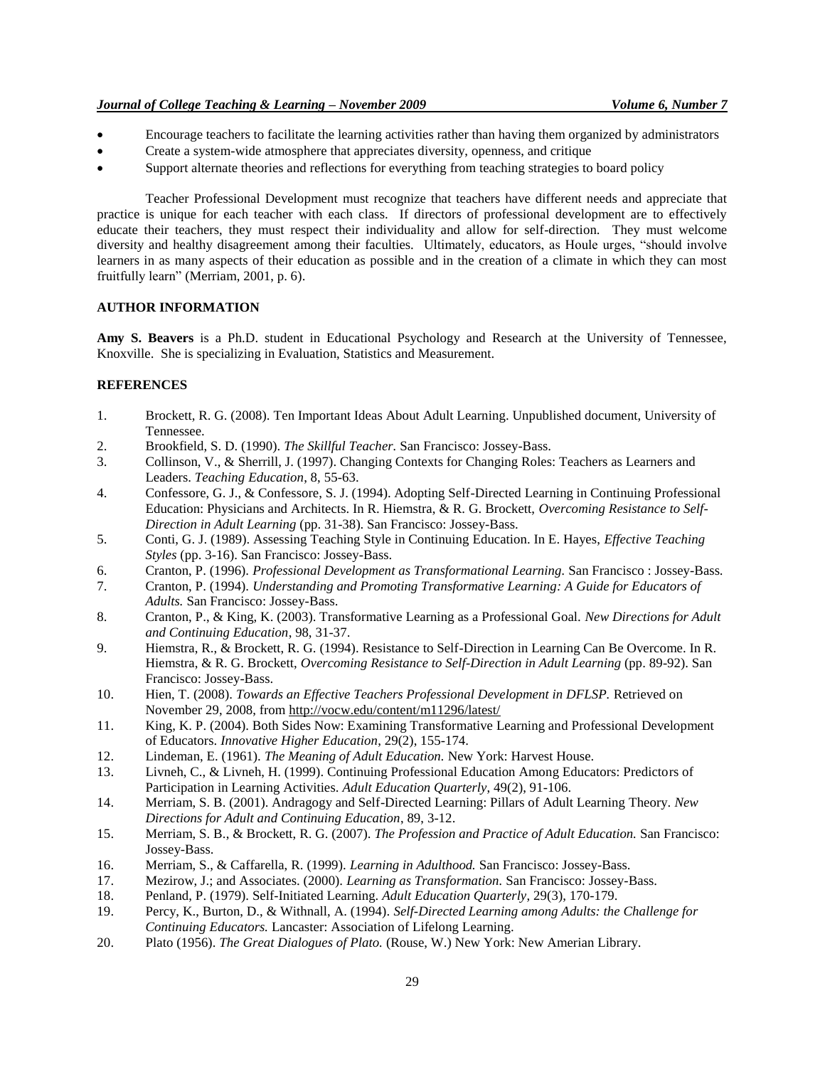- Encourage teachers to facilitate the learning activities rather than having them organized by administrators
- Create a system-wide atmosphere that appreciates diversity, openness, and critique
- Support alternate theories and reflections for everything from teaching strategies to board policy

Teacher Professional Development must recognize that teachers have different needs and appreciate that practice is unique for each teacher with each class. If directors of professional development are to effectively educate their teachers, they must respect their individuality and allow for self-direction. They must welcome diversity and healthy disagreement among their faculties. Ultimately, educators, as Houle urges, "should involve learners in as many aspects of their education as possible and in the creation of a climate in which they can most fruitfully learn" (Merriam, 2001, p. 6).

## AUTHOR INFORMATION

**Amy S. Beavers** is a Ph.D. student in Educational Psychology and Research at the University of Tennessee, Knoxville. She is specializing in Evaluation, Statistics and Measurement.

## REFERENCES

1. Brockett, R. G. (2008). Ten Important Ideas About Adult Learning. Unpublished document, University of Tennessee.
2. Brookfield, S. D. (1990). *The Skillful Teacher.* San Francisco: Jossey-Bass.
3. Collinson, V., & Sherrill, J. (1997). Changing Contexts for Changing Roles: Teachers as Learners and Leaders. *Teaching Education*, 8, 55-63.
4. Confessore, G. J., & Confessore, S. J. (1994). Adopting Self-Directed Learning in Continuing Professional Education: Physicians and Architects. In R. Hiemstra, & R. G. Brockett, *Overcoming Resistance to Self-Direction in Adult Learning* (pp. 31-38). San Francisco: Jossey-Bass.
5. Conti, G. J. (1989). Assessing Teaching Style in Continuing Education. In E. Hayes, *Effective Teaching Styles* (pp. 3-16). San Francisco: Jossey-Bass.
6. Cranton, P. (1996). *Professional Development as Transformational Learning.* San Francisco : Jossey-Bass.
7. Cranton, P. (1994). *Understanding and Promoting Transformative Learning: A Guide for Educators of Adults.* San Francisco: Jossey-Bass.
8. Cranton, P., & King, K. (2003). Transformative Learning as a Professional Goal. *New Directions for Adult and Continuing Education*, 98, 31-37.
9. Hiemstra, R., & Brockett, R. G. (1994). Resistance to Self-Direction in Learning Can Be Overcome. In R. Hiemstra, & R. G. Brockett, *Overcoming Resistance to Self-Direction in Adult Learning* (pp. 89-92). San Francisco: Jossey-Bass.
10. Hien, T. (2008). *Towards an Effective Teachers Professional Development in DFLSP.* Retrieved on November 29, 2008, from http://vocw.edu/content/m11296/latest/
11. King, K. P. (2004). Both Sides Now: Examining Transformative Learning and Professional Development of Educators. *Innovative Higher Education*, 29(2), 155-174.
12. Lindeman, E. (1961). *The Meaning of Adult Education.* New York: Harvest House.
13. Livneh, C., & Livneh, H. (1999). Continuing Professional Education Among Educators: Predictors of Participation in Learning Activities. *Adult Education Quarterly*, 49(2), 91-106.
14. Merriam, S. B. (2001). Andragogy and Self-Directed Learning: Pillars of Adult Learning Theory. *New Directions for Adult and Continuing Education*, 89, 3-12.
15. Merriam, S. B., & Brockett, R. G. (2007). *The Profession and Practice of Adult Education.* San Francisco: Jossey-Bass.
16. Merriam, S., & Caffarella, R. (1999). *Learning in Adulthood.* San Francisco: Jossey-Bass.
17. Mezirow, J.; and Associates. (2000). *Learning as Transformation.* San Francisco: Jossey-Bass.
18. Penland, P. (1979). Self-Initiated Learning. *Adult Education Quarterly*, 29(3), 170-179.
19. Percy, K., Burton, D., & Withnall, A. (1994). *Self-Directed Learning among Adults: the Challenge for Continuing Educators.* Lancaster: Association of Lifelong Learning.
20. Plato (1956). *The Great Dialogues of Plato.* (Rouse, W.) New York: New Amerian Library.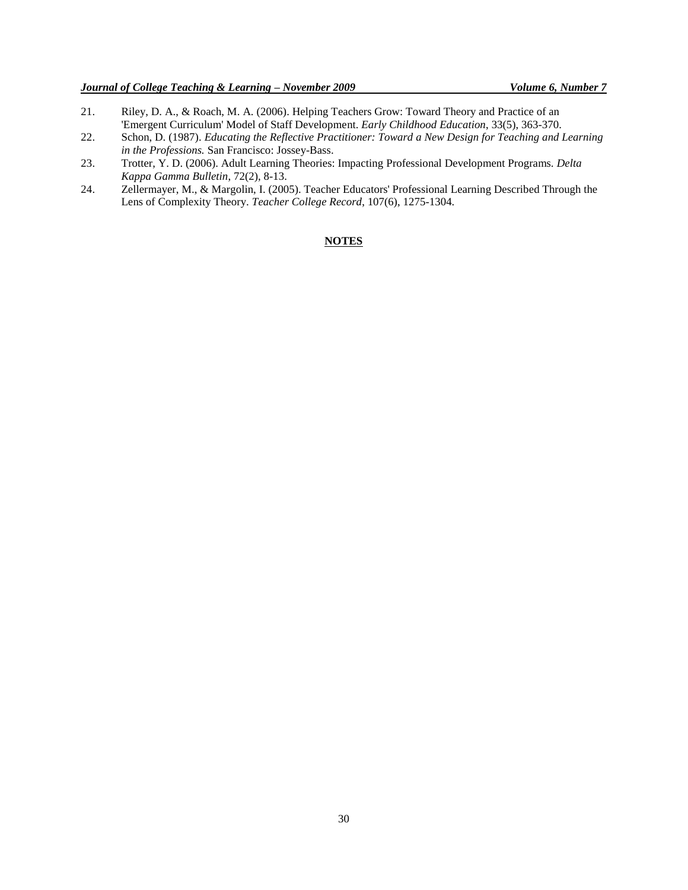21. Riley, D. A., & Roach, M. A. (2006). Helping Teachers Grow: Toward Theory and Practice of an 'Emergent Curriculum' Model of Staff Development. *Early Childhood Education*, 33(5), 363-370.
22. Schon, D. (1987). *Educating the Reflective Practitioner: Toward a New Design for Teaching and Learning in the Professions.* San Francisco: Jossey-Bass.
23. Trotter, Y. D. (2006). Adult Learning Theories: Impacting Professional Development Programs. *Delta Kappa Gamma Bulletin*, 72(2), 8-13.
24. Zellermayer, M., & Margolin, I. (2005). Teacher Educators' Professional Learning Described Through the Lens of Complexity Theory. *Teacher College Record*, 107(6), 1275-1304.

**NOTES**